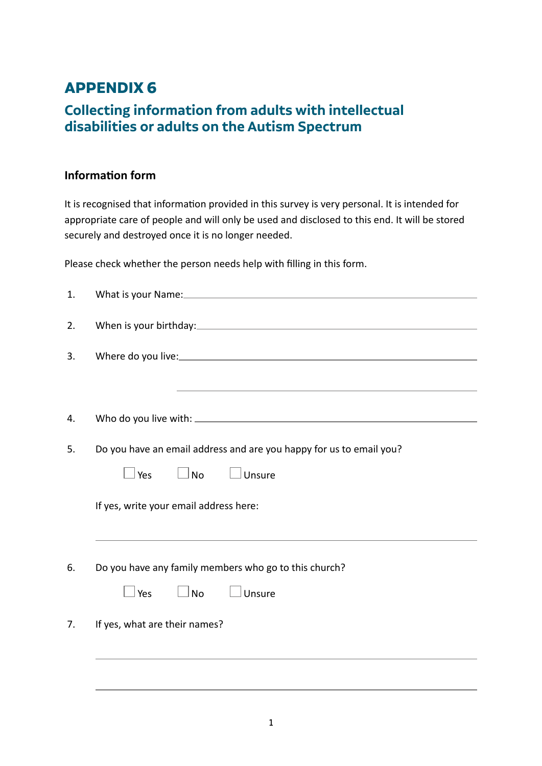# APPENDIX 6

## Collecting information from adults with intellectual disabilities or adults on the Autism Spectrum

### Information form

It is recognised that information provided in this survey is very personal. It is intended for appropriate care of people and will only be used and disclosed to this end. It will be stored securely and destroyed once it is no longer needed.

Please check whether the person needs help with filling in this form.

1. What is your Name: ____________________________________________

2. When is your birthday: ____________________________________________

3. Where do you live: ____________________________________________

   ____________________________________________

4. Who do you live with: ____________________________________________

5. Do you have an email address and are you happy for us to email you?

   ☐ Yes ☐ No ☐ Unsure

   If yes, write your email address here:

   ____________________________________________

6. Do you have any family members who go to this church?

   ☐ Yes ☐ No ☐ Unsure

7. If yes, what are their names?

   ____________________________________________

   ____________________________________________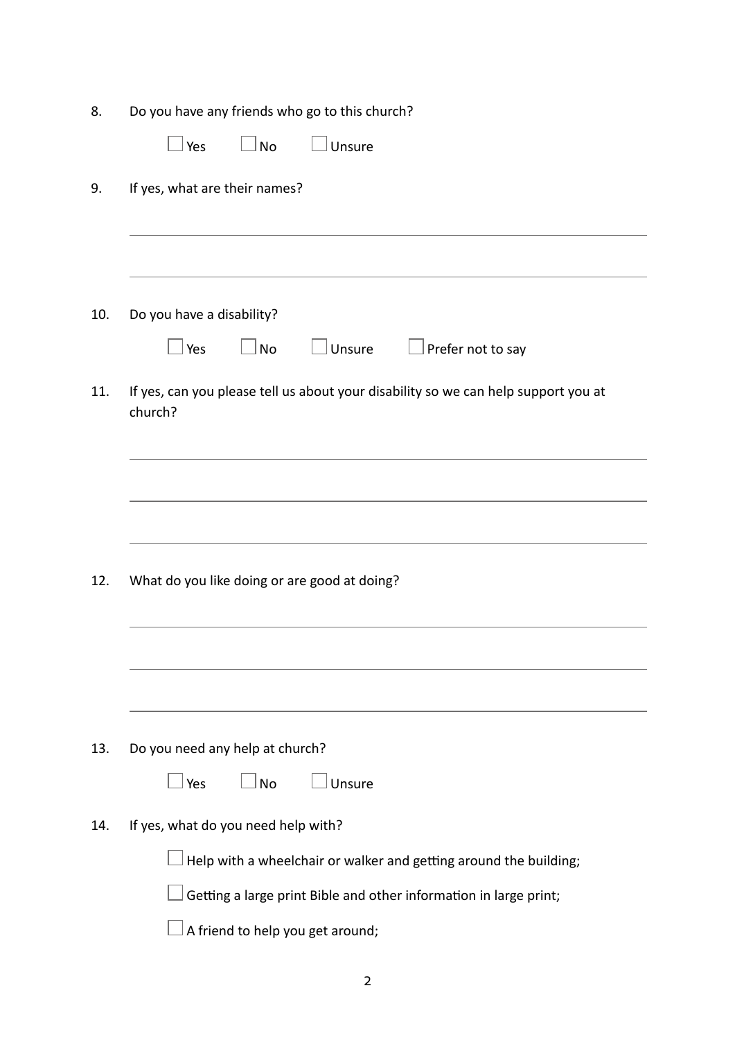8. Do you have any friends who go to this church?

☐ Yes ☐ No ☐ Unsure

9. If yes, what are their names?

\_\_\_\_\_\_\_\_\_\_\_\_\_\_\_\_\_\_\_\_\_\_\_\_\_\_\_\_\_\_\_\_\_\_\_\_\_\_\_\_\_\_\_\_\_\_\_\_\_\_\_\_\_\_\_\_\_\_\_\_

\_\_\_\_\_\_\_\_\_\_\_\_\_\_\_\_\_\_\_\_\_\_\_\_\_\_\_\_\_\_\_\_\_\_\_\_\_\_\_\_\_\_\_\_\_\_\_\_\_\_\_\_\_\_\_\_\_\_\_\_

10. Do you have a disability?

☐ Yes ☐ No ☐ Unsure ☐ Prefer not to say

11. If yes, can you please tell us about your disability so we can help support you at church?

\_\_\_\_\_\_\_\_\_\_\_\_\_\_\_\_\_\_\_\_\_\_\_\_\_\_\_\_\_\_\_\_\_\_\_\_\_\_\_\_\_\_\_\_\_\_\_\_\_\_\_\_\_\_\_\_\_\_\_\_

\_\_\_\_\_\_\_\_\_\_\_\_\_\_\_\_\_\_\_\_\_\_\_\_\_\_\_\_\_\_\_\_\_\_\_\_\_\_\_\_\_\_\_\_\_\_\_\_\_\_\_\_\_\_\_\_\_\_\_\_

\_\_\_\_\_\_\_\_\_\_\_\_\_\_\_\_\_\_\_\_\_\_\_\_\_\_\_\_\_\_\_\_\_\_\_\_\_\_\_\_\_\_\_\_\_\_\_\_\_\_\_\_\_\_\_\_\_\_\_\_

12. What do you like doing or are good at doing?

\_\_\_\_\_\_\_\_\_\_\_\_\_\_\_\_\_\_\_\_\_\_\_\_\_\_\_\_\_\_\_\_\_\_\_\_\_\_\_\_\_\_\_\_\_\_\_\_\_\_\_\_\_\_\_\_\_\_\_\_

\_\_\_\_\_\_\_\_\_\_\_\_\_\_\_\_\_\_\_\_\_\_\_\_\_\_\_\_\_\_\_\_\_\_\_\_\_\_\_\_\_\_\_\_\_\_\_\_\_\_\_\_\_\_\_\_\_\_\_\_

\_\_\_\_\_\_\_\_\_\_\_\_\_\_\_\_\_\_\_\_\_\_\_\_\_\_\_\_\_\_\_\_\_\_\_\_\_\_\_\_\_\_\_\_\_\_\_\_\_\_\_\_\_\_\_\_\_\_\_\_

13. Do you need any help at church?

☐ Yes ☐ No ☐ Unsure

14. If yes, what do you need help with?

☐ Help with a wheelchair or walker and getting around the building;

☐ Getting a large print Bible and other information in large print;

☐ A friend to help you get around;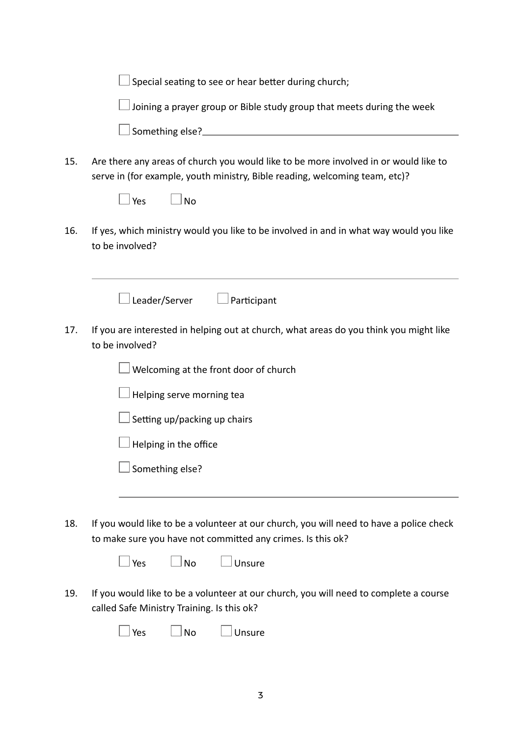- [ ] Special seating to see or hear better during church;
- [ ] Joining a prayer group or Bible study group that meets during the week
- [ ] Something else? ____________________________________________

15. Are there any areas of church you would like to be more involved in or would like to serve in (for example, youth ministry, Bible reading, welcoming team, etc)?

    - [ ] Yes
    - [ ] No

16. If yes, which ministry would you like to be involved in and in what way would you like to be involved?

    ____________________________________________

    - [ ] Leader/Server
    - [ ] Participant

17. If you are interested in helping out at church, what areas do you think you might like to be involved?

    - [ ] Welcoming at the front door of church
    - [ ] Helping serve morning tea
    - [ ] Setting up/packing up chairs
    - [ ] Helping in the office
    - [ ] Something else?

    ____________________________________________

18. If you would like to be a volunteer at our church, you will need to have a police check to make sure you have not committed any crimes. Is this ok?

    - [ ] Yes
    - [ ] No
    - [ ] Unsure

19. If you would like to be a volunteer at our church, you will need to complete a course called Safe Ministry Training. Is this ok?

    - [ ] Yes
    - [ ] No
    - [ ] Unsure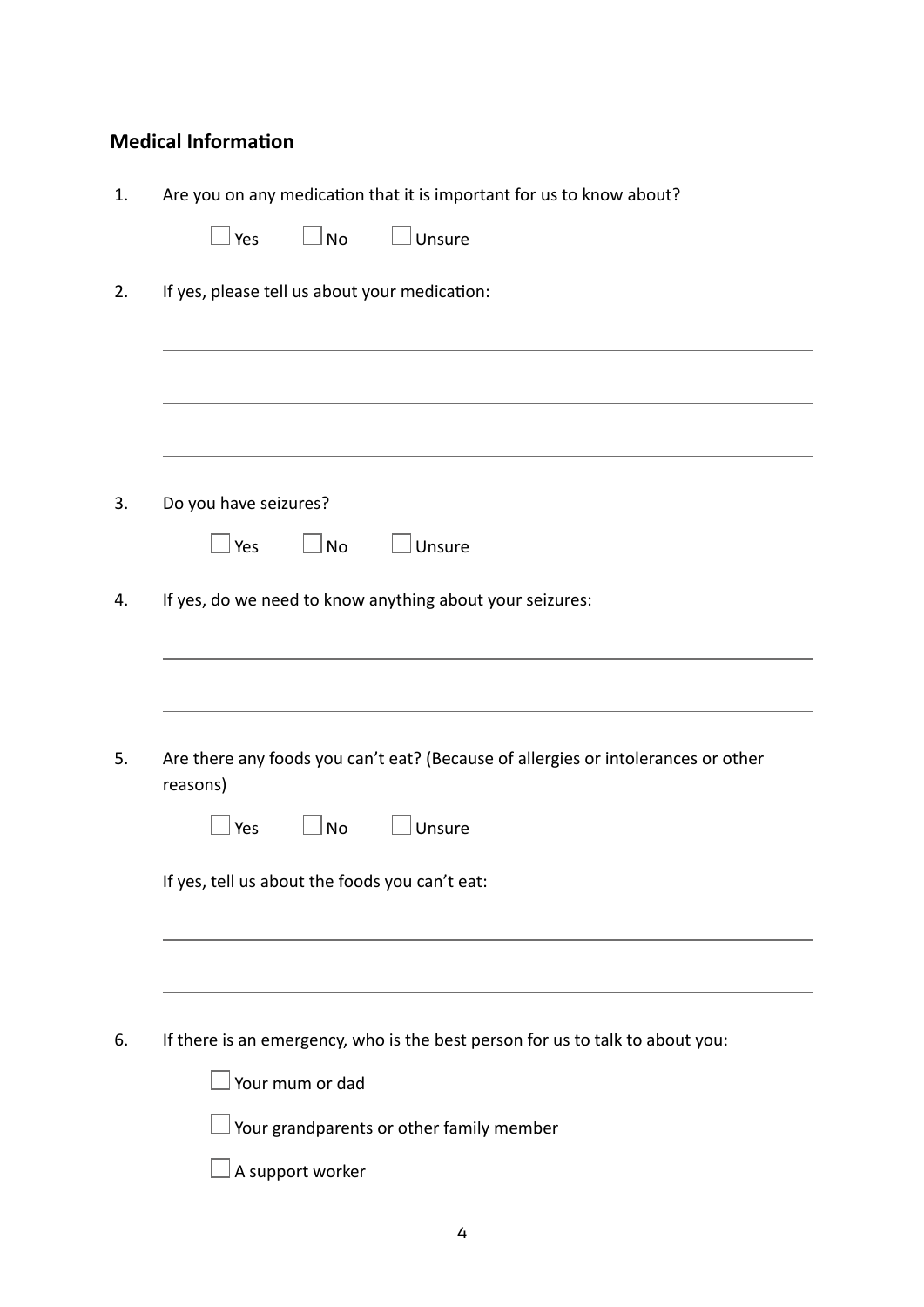## Medical Information

1. Are you on any medication that it is important for us to know about?

   ☐ Yes ☐ No ☐ Unsure

2. If yes, please tell us about your medication:

   ______________________________________________

   ______________________________________________

   ______________________________________________

3. Do you have seizures?

   ☐ Yes ☐ No ☐ Unsure

4. If yes, do we need to know anything about your seizures:

   ______________________________________________

   ______________________________________________

5. Are there any foods you can't eat? (Because of allergies or intolerances or other reasons)

   ☐ Yes ☐ No ☐ Unsure

   If yes, tell us about the foods you can't eat:

   ______________________________________________

   ______________________________________________

6. If there is an emergency, who is the best person for us to talk to about you:

   ☐ Your mum or dad

   ☐ Your grandparents or other family member

   ☐ A support worker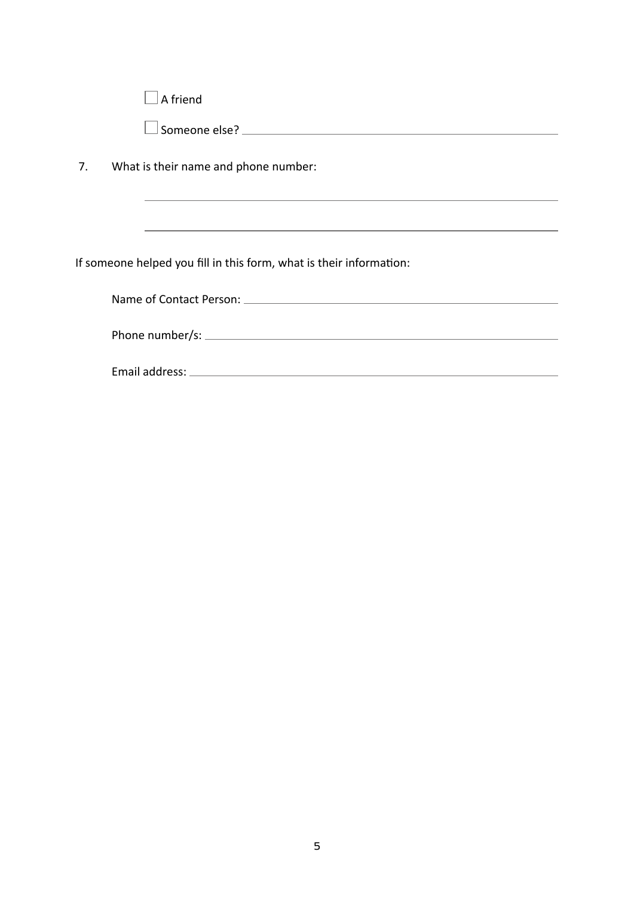☐ A friend

☐ Someone else? ______________________________________________

7. What is their name and phone number:

______________________________________________

______________________________________________

If someone helped you fill in this form, what is their information:

Name of Contact Person: ______________________________________________

Phone number/s: ______________________________________________

Email address: ______________________________________________